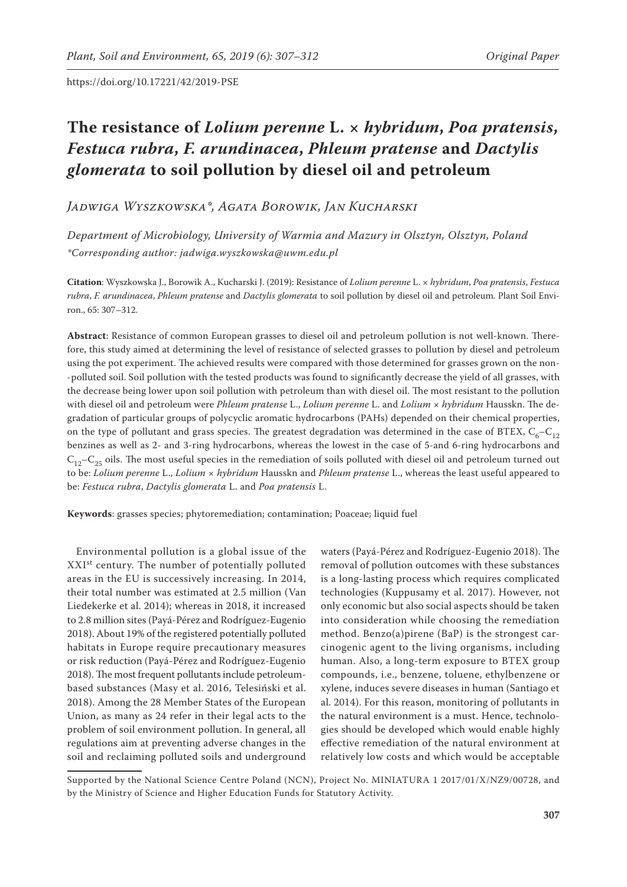https://doi.org/10.17221/42/2019-PSE

# The resistance of *Lolium perenne* L. × *hybridum*, *Poa pratensis*, *Festuca rubra*, *F. arundinacea*, *Phleum pratense* and *Dactylis glomerata* to soil pollution by diesel oil and petroleum

*Jadwiga Wyszkowska\*, Agata Borowik, Jan Kucharski*

*Department of Microbiology, University of Warmia and Mazury in Olsztyn, Olsztyn, Poland*
*\*Corresponding author: jadwiga.wyszkowska@uwm.edu.pl*

**Citation**: Wyszkowska J., Borowik A., Kucharski J. (2019): Resistance of *Lolium perenne* L. × *hybridum*, *Poa pratensis*, *Festuca rubra*, *F. arundinacea*, *Phleum pratense* and *Dactylis glomerata* to soil pollution by diesel oil and petroleum. Plant Soil Environ., 65: 307–312.

**Abstract**: Resistance of common European grasses to diesel oil and petroleum pollution is not well-known. Therefore, this study aimed at determining the level of resistance of selected grasses to pollution by diesel and petroleum using the pot experiment. The achieved results were compared with those determined for grasses grown on the non-polluted soil. Soil pollution with the tested products was found to significantly decrease the yield of all grasses, with the decrease being lower upon soil pollution with petroleum than with diesel oil. The most resistant to the pollution with diesel oil and petroleum were *Phleum pratense* L., *Lolium perenne* L. and *Lolium* × *hybridum* Hausskn. The degradation of particular groups of polycyclic aromatic hydrocarbons (PAHs) depended on their chemical properties, on the type of pollutant and grass species. The greatest degradation was determined in the case of BTEX, $C_6$–$C_{12}$ benzines as well as 2- and 3-ring hydrocarbons, whereas the lowest in the case of 5-and 6-ring hydrocarbons and $C_{12}$–$C_{25}$ oils. The most useful species in the remediation of soils polluted with diesel oil and petroleum turned out to be: *Lolium perenne* L., *Lolium* × *hybridum* Hausskn and *Phleum pratense* L., whereas the least useful appeared to be: *Festuca rubra*, *Dactylis glomerata* L. and *Poa pratensis* L.

**Keywords**: grasses species; phytoremediation; contamination; Poaceae; liquid fuel

Environmental pollution is a global issue of the XXI[st] century. The number of potentially polluted areas in the EU is successively increasing. In 2014, their total number was estimated at 2.5 million (Van Liedekerke et al. 2014); whereas in 2018, it increased to 2.8 million sites (Payá-Pérez and Rodríguez-Eugenio 2018). About 19% of the registered potentially polluted habitats in Europe require precautionary measures or risk reduction (Payá-Pérez and Rodríguez-Eugenio 2018). The most frequent pollutants include petroleum-based substances (Masy et al. 2016, Telesiński et al. 2018). Among the 28 Member States of the European Union, as many as 24 refer in their legal acts to the problem of soil environment pollution. In general, all regulations aim at preventing adverse changes in the soil and reclaiming polluted soils and underground waters (Payá-Pérez and Rodríguez-Eugenio 2018). The removal of pollution outcomes with these substances is a long-lasting process which requires complicated technologies (Kuppusamy et al. 2017). However, not only economic but also social aspects should be taken into consideration while choosing the remediation method. Benzo(a)pirene (BaP) is the strongest carcinogenic agent to the living organisms, including human. Also, a long-term exposure to BTEX group compounds, i.e., benzene, toluene, ethylbenzene or xylene, induces severe diseases in human (Santiago et al. 2014). For this reason, monitoring of pollutants in the natural environment is a must. Hence, technologies should be developed which would enable highly effective remediation of the natural environment at relatively low costs and which would be acceptable

Supported by the National Science Centre Poland (NCN), Project No. MINIATURA 1 2017/01/X/NZ9/00728, and by the Ministry of Science and Higher Education Funds for Statutory Activity.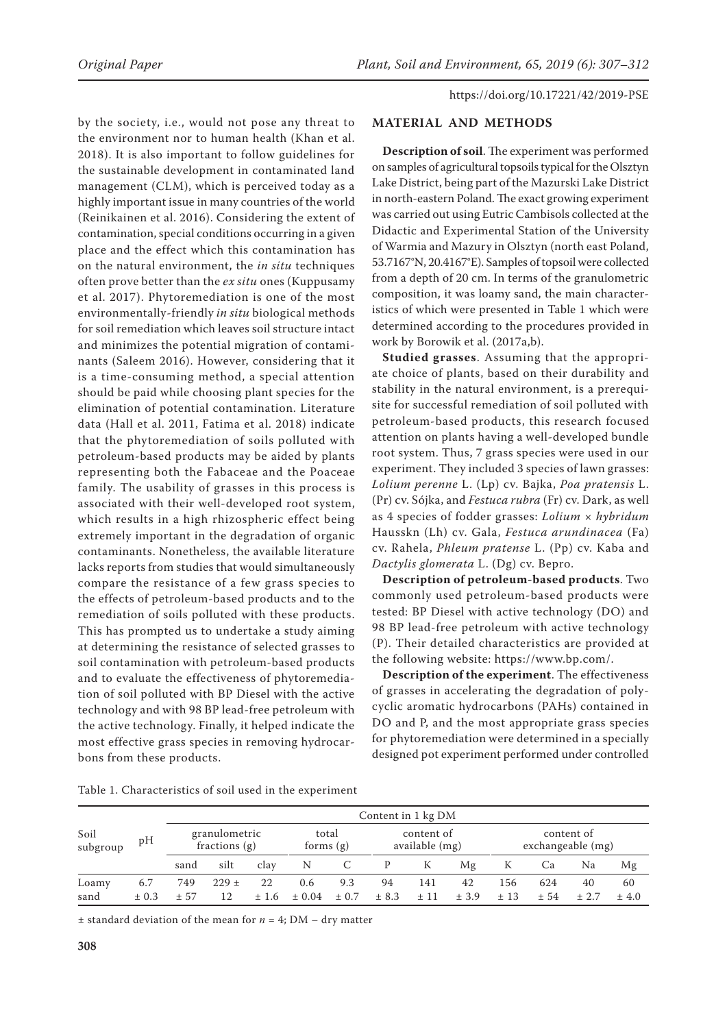by the society, i.e., would not pose any threat to the environment nor to human health (Khan et al. 2018). It is also important to follow guidelines for the sustainable development in contaminated land management (CLM), which is perceived today as a highly important issue in many countries of the world (Reinikainen et al. 2016). Considering the extent of contamination, special conditions occurring in a given place and the effect which this contamination has on the natural environment, the *in situ* techniques often prove better than the *ex situ* ones (Kuppusamy et al. 2017). Phytoremediation is one of the most environmentally-friendly *in situ* biological methods for soil remediation which leaves soil structure intact and minimizes the potential migration of contaminants (Saleem 2016). However, considering that it is a time-consuming method, a special attention should be paid while choosing plant species for the elimination of potential contamination. Literature data (Hall et al. 2011, Fatima et al. 2018) indicate that the phytoremediation of soils polluted with petroleum-based products may be aided by plants representing both the Fabaceae and the Poaceae family. The usability of grasses in this process is associated with their well-developed root system, which results in a high rhizospheric effect being extremely important in the degradation of organic contaminants. Nonetheless, the available literature lacks reports from studies that would simultaneously compare the resistance of a few grass species to the effects of petroleum-based products and to the remediation of soils polluted with these products. This has prompted us to undertake a study aiming at determining the resistance of selected grasses to soil contamination with petroleum-based products and to evaluate the effectiveness of phytoremediation of soil polluted with BP Diesel with the active technology and with 98 BP lead-free petroleum with the active technology. Finally, it helped indicate the most effective grass species in removing hydrocarbons from these products.

## MATERIAL AND METHODS

**Description of soil**. The experiment was performed on samples of agricultural topsoils typical for the Olsztyn Lake District, being part of the Mazurski Lake District in north-eastern Poland. The exact growing experiment was carried out using Eutric Cambisols collected at the Didactic and Experimental Station of the University of Warmia and Mazury in Olsztyn (north east Poland, 53.7167°N, 20.4167°E). Samples of topsoil were collected from a depth of 20 cm. In terms of the granulometric composition, it was loamy sand, the main characteristics of which were presented in Table 1 which were determined according to the procedures provided in work by Borowik et al. (2017a,b).

**Studied grasses**. Assuming that the appropriate choice of plants, based on their durability and stability in the natural environment, is a prerequisite for successful remediation of soil polluted with petroleum-based products, this research focused attention on plants having a well-developed bundle root system. Thus, 7 grass species were used in our experiment. They included 3 species of lawn grasses: *Lolium perenne* L. (Lp) cv. Bajka, *Poa pratensis* L. (Pr) cv. Sójka, and *Festuca rubra* (Fr) cv. Dark, as well as 4 species of fodder grasses: *Lolium* × *hybridum* Hausskn (Lh) cv. Gala, *Festuca arundinacea* (Fa) cv. Rahela, *Phleum pratense* L. (Pp) cv. Kaba and *Dactylis glomerata* L. (Dg) cv. Bepro.

**Description of petroleum-based products**. Two commonly used petroleum-based products were tested: BP Diesel with active technology (DO) and 98 BP lead-free petroleum with active technology (P). Their detailed characteristics are provided at the following website: https://www.bp.com/.

**Description of the experiment**. The effectiveness of grasses in accelerating the degradation of polycyclic aromatic hydrocarbons (PAHs) contained in DO and P, and the most appropriate grass species for phytoremediation were determined in a specially designed pot experiment performed under controlled

Table 1. Characteristics of soil used in the experiment

| Soil subgroup | pH | Content in 1 kg DM | | | | | | | | | | | |
|---|---|---|---|---|---|---|---|---|---|---|---|---|---|
| | | granulometric fractions (g) | | | total forms (g) | | content of available (mg) | | | content of exchangeable (mg) | | | |
| | | sand | silt | clay | N | C | P | K | Mg | K | Ca | Na | Mg |
| Loamy sand | 6.7 ± 0.3 | 749 ± 57 | 229 ± 12 | 22 ± 1.6 | 0.6 ± 0.04 | 9.3 ± 0.7 | 94 ± 8.3 | 141 ± 11 | 42 ± 3.9 | 156 ± 13 | 624 ± 54 | 40 ± 2.7 | 60 ± 4.0 |

± standard deviation of the mean for $n = 4$; DM – dry matter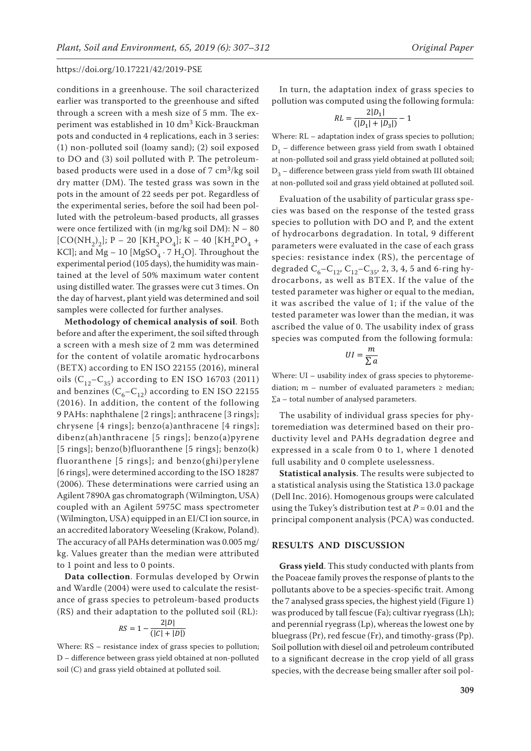conditions in a greenhouse. The soil characterized earlier was transported to the greenhouse and sifted through a screen with a mesh size of 5 mm. The experiment was established in 10 $dm^3$ Kick-Brauckman pots and conducted in 4 replications, each in 3 series: (1) non-polluted soil (loamy sand); (2) soil exposed to DO and (3) soil polluted with P. The petroleum-based products were used in a dose of 7 $cm^3$/kg soil dry matter (DM). The tested grass was sown in the pots in the amount of 22 seeds per pot. Regardless of the experimental series, before the soil had been polluted with the petroleum-based products, all grasses were once fertilized with (in mg/kg soil DM): N – 80 [$CO(NH_2)_2$]; P – 20 [$KH_2PO_4$]; K – 40 [$KH_2PO_4$ + KCl]; and Mg – 10 [$MgSO_4 \cdot 7\ H_2O$]. Throughout the experimental period (105 days), the humidity was maintained at the level of 50% maximum water content using distilled water. The grasses were cut 3 times. On the day of harvest, plant yield was determined and soil samples were collected for further analyses.

**Methodology of chemical analysis of soil**. Both before and after the experiment, the soil sifted through a screen with a mesh size of 2 mm was determined for the content of volatile aromatic hydrocarbons (BETX) according to EN ISO 22155 (2016), mineral oils ($C_{12}$–$C_{35}$) according to EN ISO 16703 (2011) and benzines ($C_6$–$C_{12}$) according to EN ISO 22155 (2016). In addition, the content of the following 9 PAHs: naphthalene [2 rings]; anthracene [3 rings]; chrysene [4 rings]; benzo(a)anthracene [4 rings]; dibenz(ah)anthracene [5 rings]; benzo(a)pyrene [5 rings]; benzo(b)fluoranthene [5 rings]; benzo(k) fluoranthene [5 rings]; and benzo(ghi)perylene [6 rings], were determined according to the ISO 18287 (2006). These determinations were carried using an Agilent 7890A gas chromatograph (Wilmington, USA) coupled with an Agilent 5975C mass spectrometer (Wilmington, USA) equipped in an EI/CI ion source, in an accredited laboratory Weeseling (Krakow, Poland). The accuracy of all PAHs determination was 0.005 mg/kg. Values greater than the median were attributed to 1 point and less to 0 points.

**Data collection**. Formulas developed by Orwin and Wardle (2004) were used to calculate the resistance of grass species to petroleum-based products (RS) and their adaptation to the polluted soil (RL):

$$RS = 1 - \frac{2|D|}{(|C| + |D|)}$$

Where: RS – resistance index of grass species to pollution; D – difference between grass yield obtained at non-polluted soil (C) and grass yield obtained at polluted soil.

In turn, the adaptation index of grass species to pollution was computed using the following formula:

$$RL = \frac{2|D_1|}{(|D_1| + |D_3|)} - 1$$

Where: RL – adaptation index of grass species to pollution; $D_1$ – difference between grass yield from swath I obtained at non-polluted soil and grass yield obtained at polluted soil; $D_3$ – difference between grass yield from swath III obtained at non-polluted soil and grass yield obtained at polluted soil.

Evaluation of the usability of particular grass species was based on the response of the tested grass species to pollution with DO and P, and the extent of hydrocarbons degradation. In total, 9 different parameters were evaluated in the case of each grass species: resistance index (RS), the percentage of degraded $C_6$–$C_{12}$, $C_{12}$–$C_{35}$, 2, 3, 4, 5 and 6-ring hydrocarbons, as well as BTEX. If the value of the tested parameter was higher or equal to the median, it was ascribed the value of 1; if the value of the tested parameter was lower than the median, it was ascribed the value of 0. The usability index of grass species was computed from the following formula:

$$UI = \frac{m}{\sum a}$$

Where: UI – usability index of grass species to phytoremediation; m – number of evaluated parameters ≥ median; ∑a – total number of analysed parameters.

The usability of individual grass species for phytoremediation was determined based on their productivity level and PAHs degradation degree and expressed in a scale from 0 to 1, where 1 denoted full usability and 0 complete uselessness.

**Statistical analysis**. The results were subjected to a statistical analysis using the Statistica 13.0 package (Dell Inc. 2016). Homogenous groups were calculated using the Tukey's distribution test at $P = 0.01$ and the principal component analysis (PCA) was conducted.

## RESULTS AND DISCUSSION

**Grass yield**. This study conducted with plants from the Poaceae family proves the response of plants to the pollutants above to be a species-specific trait. Among the 7 analysed grass species, the highest yield (Figure 1) was produced by tall fescue (Fa); cultivar ryegrass (Lh); and perennial ryegrass (Lp), whereas the lowest one by bluegrass (Pr), red fescue (Fr), and timothy-grass (Pp). Soil pollution with diesel oil and petroleum contributed to a significant decrease in the crop yield of all grass species, with the decrease being smaller after soil pol-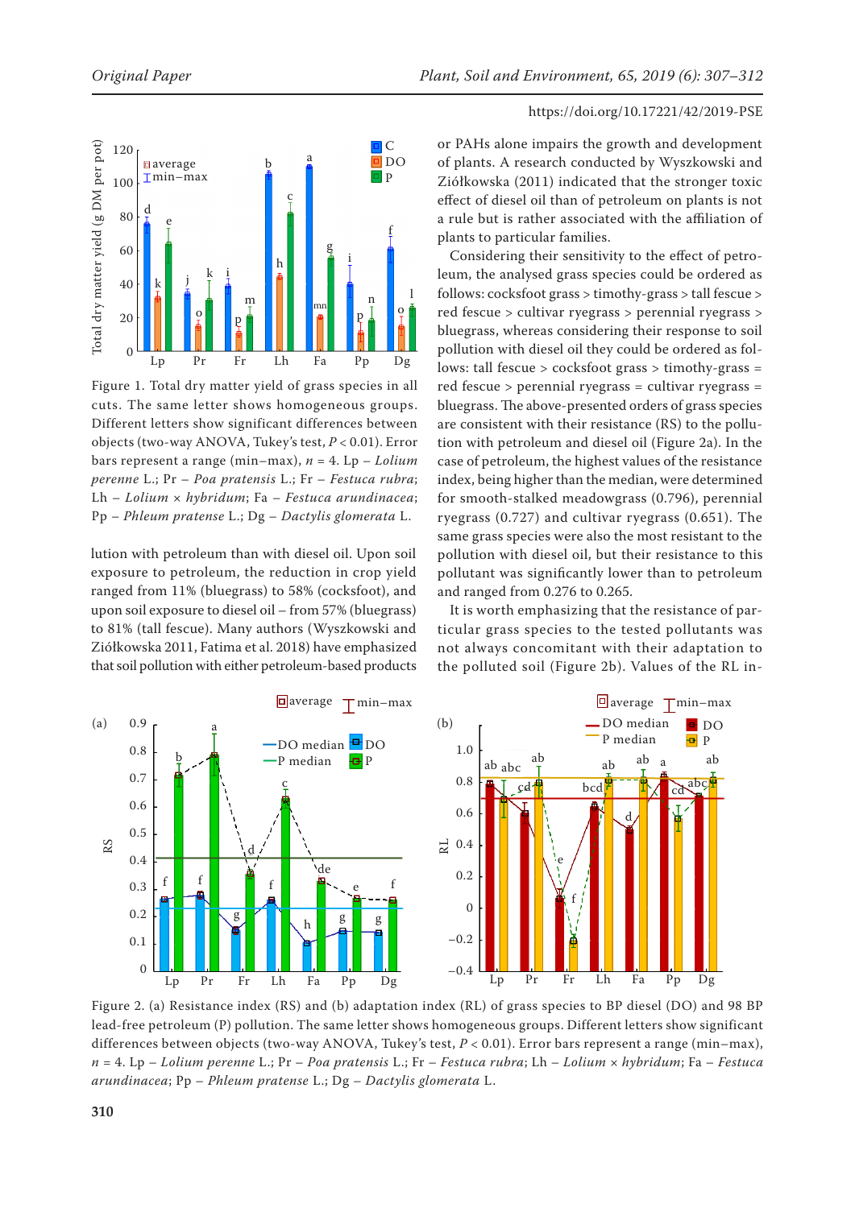Figure 1. Total dry matter yield of grass species in all cuts. The same letter shows homogeneous groups. Different letters show significant differences between objects (two-way ANOVA, Tukey's test, $P < 0.01$). Error bars represent a range (min–max), $n = 4$. Lp – *Lolium perenne* L.; Pr – *Poa pratensis* L.; Fr – *Festuca rubra*; Lh – *Lolium* × *hybridum*; Fa – *Festuca arundinacea*; Pp – *Phleum pratense* L.; Dg – *Dactylis glomerata* L.

lution with petroleum than with diesel oil. Upon soil exposure to petroleum, the reduction in crop yield ranged from 11% (bluegrass) to 58% (cocksfoot), and upon soil exposure to diesel oil – from 57% (bluegrass) to 81% (tall fescue). Many authors (Wyszkowski and Ziółkowska 2011, Fatima et al. 2018) have emphasized that soil pollution with either petroleum-based products or PAHs alone impairs the growth and development of plants. A research conducted by Wyszkowski and Ziółkowska (2011) indicated that the stronger toxic effect of diesel oil than of petroleum on plants is not a rule but is rather associated with the affiliation of plants to particular families.

Considering their sensitivity to the effect of petroleum, the analysed grass species could be ordered as follows: cocksfoot grass > timothy-grass > tall fescue > red fescue > cultivar ryegrass > perennial ryegrass > bluegrass, whereas considering their response to soil pollution with diesel oil they could be ordered as follows: tall fescue > cocksfoot grass > timothy-grass = red fescue > perennial ryegrass = cultivar ryegrass = bluegrass. The above-presented orders of grass species are consistent with their resistance (RS) to the pollution with petroleum and diesel oil (Figure 2a). In the case of petroleum, the highest values of the resistance index, being higher than the median, were determined for smooth-stalked meadowgrass (0.796), perennial ryegrass (0.727) and cultivar ryegrass (0.651). The same grass species were also the most resistant to the pollution with diesel oil, but their resistance to this pollutant was significantly lower than to petroleum and ranged from 0.276 to 0.265.

It is worth emphasizing that the resistance of particular grass species to the tested pollutants was not always concomitant with their adaptation to the polluted soil (Figure 2b). Values of the RL in-

Figure 2. (a) Resistance index (RS) and (b) adaptation index (RL) of grass species to BP diesel (DO) and 98 BP lead-free petroleum (P) pollution. The same letter shows homogeneous groups. Different letters show significant differences between objects (two-way ANOVA, Tukey's test, $P < 0.01$). Error bars represent a range (min–max), $n = 4$. Lp – *Lolium perenne* L.; Pr – *Poa pratensis* L.; Fr – *Festuca rubra*; Lh – *Lolium* × *hybridum*; Fa – *Festuca arundinacea*; Pp – *Phleum pratense* L.; Dg – *Dactylis glomerata* L.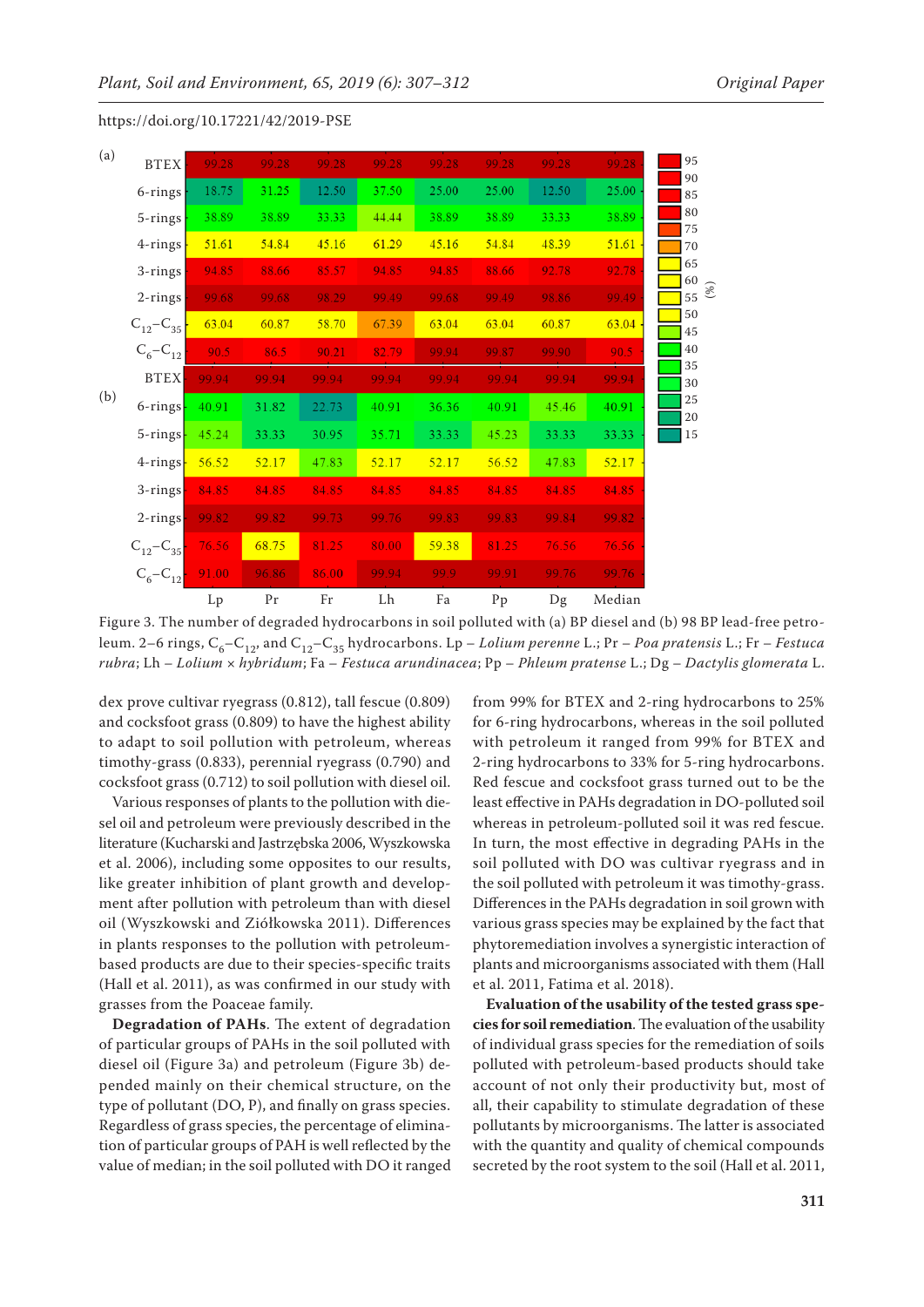(a)

| | Lp | Pr | Fr | Lh | Fa | Pp | Dg | Median |
|---|---|---|---|---|---|---|---|---|
| BTEX | 99.28 | 99.28 | 99.28 | 99.28 | 99.28 | 99.28 | 99.28 | 99.28 |
| 6-rings | 18.75 | 31.25 | 12.50 | 37.50 | 25.00 | 25.00 | 12.50 | 25.00 |
| 5-rings | 38.89 | 38.89 | 33.33 | 44.44 | 38.89 | 38.89 | 33.33 | 38.89 |
| 4-rings | 51.61 | 54.84 | 45.16 | 61.29 | 45.16 | 54.84 | 48.39 | 51.61 |
| 3-rings | 94.85 | 88.66 | 85.57 | 94.85 | 94.85 | 88.66 | 92.78 | 92.78 |
| 2-rings | 99.68 | 99.68 | 98.29 | 99.49 | 99.68 | 99.49 | 98.86 | 99.49 |
| $C_{12}$–$C_{35}$ | 63.04 | 60.87 | 58.70 | 67.39 | 63.04 | 63.04 | 60.87 | 63.04 |
| $C_6$–$C_{12}$ | 90.5 | 86.5 | 90.21 | 82.79 | 99.94 | 99.87 | 99.90 | 90.5 |

(b)

| | Lp | Pr | Fr | Lh | Fa | Pp | Dg | Median |
|---|---|---|---|---|---|---|---|---|
| BTEX | 99.94 | 99.94 | 99.94 | 99.94 | 99.94 | 99.94 | 99.94 | 99.94 |
| 6-rings | 40.91 | 31.82 | 22.73 | 40.91 | 36.36 | 40.91 | 45.46 | 40.91 |
| 5-rings | 45.24 | 33.33 | 30.95 | 35.71 | 33.33 | 45.23 | 33.33 | 33.33 |
| 4-rings | 56.52 | 52.17 | 47.83 | 52.17 | 52.17 | 56.52 | 47.83 | 52.17 |
| 3-rings | 84.85 | 84.85 | 84.85 | 84.85 | 84.85 | 84.85 | 84.85 | 84.85 |
| 2-rings | 99.82 | 99.82 | 99.73 | 99.76 | 99.83 | 99.83 | 99.84 | 99.82 |
| $C_{12}$–$C_{35}$ | 76.56 | 68.75 | 81.25 | 80.00 | 59.38 | 81.25 | 76.56 | 76.56 |
| $C_6$–$C_{12}$ | 91.00 | 96.86 | 86.00 | 99.94 | 99.9 | 99.91 | 99.76 | 99.76 |

(%)

Figure 3. The number of degraded hydrocarbons in soil polluted with (a) BP diesel and (b) 98 BP lead-free petroleum. 2–6 rings, $C_6$–$C_{12}$, and $C_{12}$–$C_{35}$ hydrocarbons. Lp – *Lolium perenne* L.; Pr – *Poa pratensis* L.; Fr – *Festuca rubra*; Lh – *Lolium* × *hybridum*; Fa – *Festuca arundinacea*; Pp – *Phleum pratense* L.; Dg – *Dactylis glomerata* L.

dex prove cultivar ryegrass (0.812), tall fescue (0.809) and cocksfoot grass (0.809) to have the highest ability to adapt to soil pollution with petroleum, whereas timothy-grass (0.833), perennial ryegrass (0.790) and cocksfoot grass (0.712) to soil pollution with diesel oil.

Various responses of plants to the pollution with diesel oil and petroleum were previously described in the literature (Kucharski and Jastrzębska 2006, Wyszkowska et al. 2006), including some opposites to our results, like greater inhibition of plant growth and development after pollution with petroleum than with diesel oil (Wyszkowski and Ziółkowska 2011). Differences in plants responses to the pollution with petroleum-based products are due to their species-specific traits (Hall et al. 2011), as was confirmed in our study with grasses from the Poaceae family.

**Degradation of PAHs**. The extent of degradation of particular groups of PAHs in the soil polluted with diesel oil (Figure 3a) and petroleum (Figure 3b) depended mainly on their chemical structure, on the type of pollutant (DO, P), and finally on grass species. Regardless of grass species, the percentage of elimination of particular group of PAH is well reflected by the value of median; in the soil polluted with DO it ranged from 99% for BTEX and 2-ring hydrocarbons to 25% for 6-ring hydrocarbons, whereas in the soil polluted with petroleum it ranged from 99% for BTEX and 2-ring hydrocarbons to 33% for 5-ring hydrocarbons. Red fescue and cocksfoot grass turned out to be the least effective in PAHs degradation in DO-polluted soil whereas in petroleum-polluted soil it was red fescue. In turn, the most effective in degrading PAHs in the soil polluted with DO was cultivar ryegrass and in the soil polluted with petroleum it was timothy-grass. Differences in the PAHs degradation in soil grown with various grass species may be explained by the fact that phytoremediation involves a synergistic interaction of plants and microorganisms associated with them (Hall et al. 2011, Fatima et al. 2018).

**Evaluation of the usability of the tested grass species for soil remediation**. The evaluation of the usability of individual grass species for the remediation of soils polluted with petroleum-based products should take account of not only their productivity but, most of all, their capability to stimulate degradation of these pollutants by microorganisms. The latter is associated with the quantity and quality of chemical compounds secreted by the root system to the soil (Hall et al. 2011,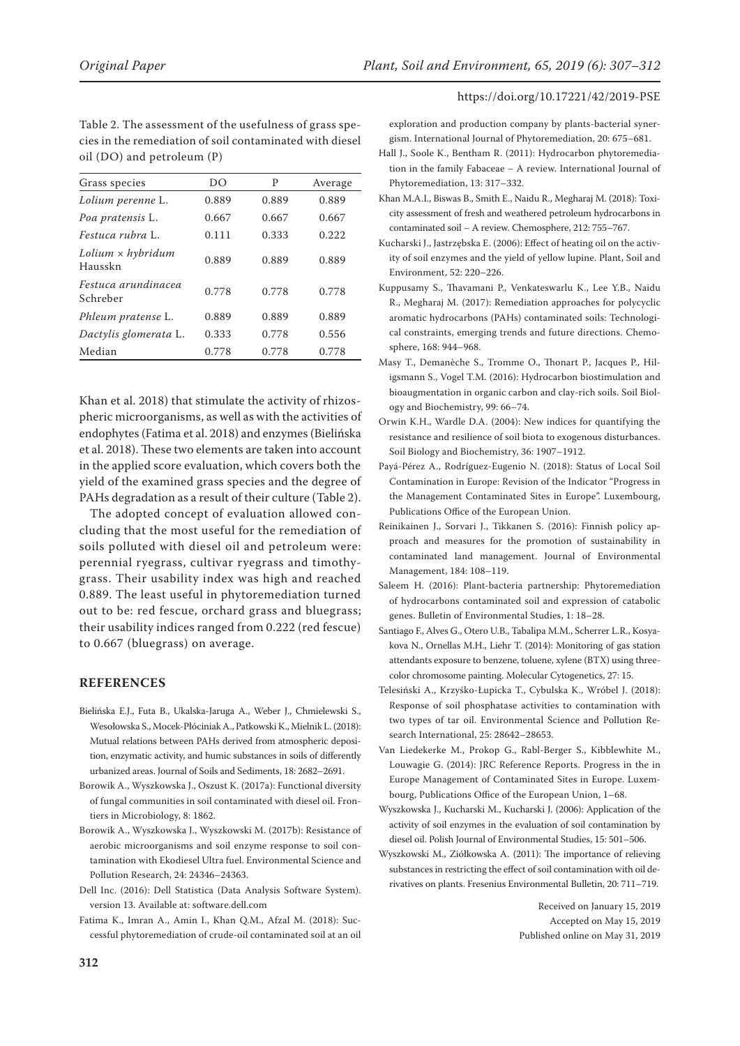Table 2. The assessment of the usefulness of grass species in the remediation of soil contaminated with diesel oil (DO) and petroleum (P)

| Grass species | DO | P | Average |
|---|---|---|---|
| *Lolium perenne* L. | 0.889 | 0.889 | 0.889 |
| *Poa pratensis* L. | 0.667 | 0.667 | 0.667 |
| *Festuca rubra* L. | 0.111 | 0.333 | 0.222 |
| *Lolium × hybridum* Hausskn | 0.889 | 0.889 | 0.889 |
| *Festuca arundinacea* Schreber | 0.778 | 0.778 | 0.778 |
| *Phleum pratense* L. | 0.889 | 0.889 | 0.889 |
| *Dactylis glomerata* L. | 0.333 | 0.778 | 0.556 |
| Median | 0.778 | 0.778 | 0.778 |

Khan et al. 2018) that stimulate the activity of rhizospheric microorganisms, as well as with the activities of endophytes (Fatima et al. 2018) and enzymes (Bielińska et al. 2018). These two elements are taken into account in the applied score evaluation, which covers both the yield of the examined grass species and the degree of PAHs degradation as a result of their culture (Table 2).

The adopted concept of evaluation allowed concluding that the most useful for the remediation of soils polluted with diesel oil and petroleum were: perennial ryegrass, cultivar ryegrass and timothy-grass. Their usability index was high and reached 0.889. The least useful in phytoremediation turned out to be: red fescue, orchard grass and bluegrass; their usability indices ranged from 0.222 (red fescue) to 0.667 (bluegrass) on average.

## REFERENCES

Bielińska E.J., Futa B., Ukalska-Jaruga A., Weber J., Chmielewski S., Wesołowska S., Mocek-Płóciniak A., Patkowski K., Mielnik L. (2018): Mutual relations between PAHs derived from atmospheric deposition, enzymatic activity, and humic substances in soils of differently urbanized areas. Journal of Soils and Sediments, 18: 2682–2691.

Borowik A., Wyszkowska J., Oszust K. (2017a): Functional diversity of fungal communities in soil contaminated with diesel oil. Frontiers in Microbiology, 8: 1862.

Borowik A., Wyszkowska J., Wyszkowski M. (2017b): Resistance of aerobic microorganisms and soil enzyme response to soil contamination with Ekodiesel Ultra fuel. Environmental Science and Pollution Research, 24: 24346–24363.

Dell Inc. (2016): Dell Statistica (Data Analysis Software System). version 13. Available at: software.dell.com

Fatima K., Imran A., Amin I., Khan Q.M., Afzal M. (2018): Successful phytoremediation of crude-oil contaminated soil at an oil exploration and production company by plants-bacterial synergism. International Journal of Phytoremediation, 20: 675–681.

Hall J., Soole K., Bentham R. (2011): Hydrocarbon phytoremediation in the family Fabaceae – A review. International Journal of Phytoremediation, 13: 317–332.

Khan M.A.I., Biswas B., Smith E., Naidu R., Megharaj M. (2018): Toxicity assessment of fresh and weathered petroleum hydrocarbons in contaminated soil – A review. Chemosphere, 212: 755–767.

Kucharski J., Jastrzębska E. (2006): Effect of heating oil on the activity of soil enzymes and the yield of yellow lupine. Plant, Soil and Environment, 52: 220–226.

Kuppusamy S., Thavamani P., Venkateswarlu K., Lee Y.B., Naidu R., Megharaj M. (2017): Remediation approaches for polycyclic aromatic hydrocarbons (PAHs) contaminated soils: Technological constraints, emerging trends and future directions. Chemosphere, 168: 944–968.

Masy T., Demanèche S., Tromme O., Thonart P., Jacques P., Hiligsmann S., Vogel T.M. (2016): Hydrocarbon biostimulation and bioaugmentation in organic carbon and clay-rich soils. Soil Biology and Biochemistry, 99: 66–74.

Orwin K.H., Wardle D.A. (2004): New indices for quantifying the resistance and resilience of soil biota to exogenous disturbances. Soil Biology and Biochemistry, 36: 1907–1912.

Payá-Pérez A., Rodríguez-Eugenio N. (2018): Status of Local Soil Contamination in Europe: Revision of the Indicator "Progress in the Management Contaminated Sites in Europe". Luxembourg, Publications Office of the European Union.

Reinikainen J., Sorvari J., Tikkanen S. (2016): Finnish policy approach and measures for the promotion of sustainability in contaminated land management. Journal of Environmental Management, 184: 108–119.

Saleem H. (2016): Plant-bacteria partnership: Phytoremediation of hydrocarbons contaminated soil and expression of catabolic genes. Bulletin of Environmental Studies, 1: 18–28.

Santiago F., Alves G., Otero U.B., Tabalipa M.M., Scherrer L.R., Kosyakova N., Ornellas M.H., Liehr T. (2014): Monitoring of gas station attendants exposure to benzene, toluene, xylene (BTX) using three-color chromosome painting. Molecular Cytogenetics, 27: 15.

Telesiński A., Krzyśko-Łupicka T., Cybulska K., Wróbel J. (2018): Response of soil phosphatase activities to contamination with two types of tar oil. Environmental Science and Pollution Research International, 25: 28642–28653.

Van Liedekerke M., Prokop G., Rabl-Berger S., Kibblewhite M., Louwagie G. (2014): JRC Reference Reports. Progress in the in Europe Management of Contaminated Sites in Europe. Luxembourg, Publications Office of the European Union, 1–68.

Wyszkowska J., Kucharski M., Kucharski J. (2006): Application of the activity of soil enzymes in the evaluation of soil contamination by diesel oil. Polish Journal of Environmental Studies, 15: 501–506.

Wyszkowski M., Ziółkowska A. (2011): The importance of relieving substances in restricting the effect of soil contamination with oil derivatives on plants. Fresenius Environmental Bulletin, 20: 711–719.

Received on January 15, 2019
Accepted on May 15, 2019
Published online on May 31, 2019